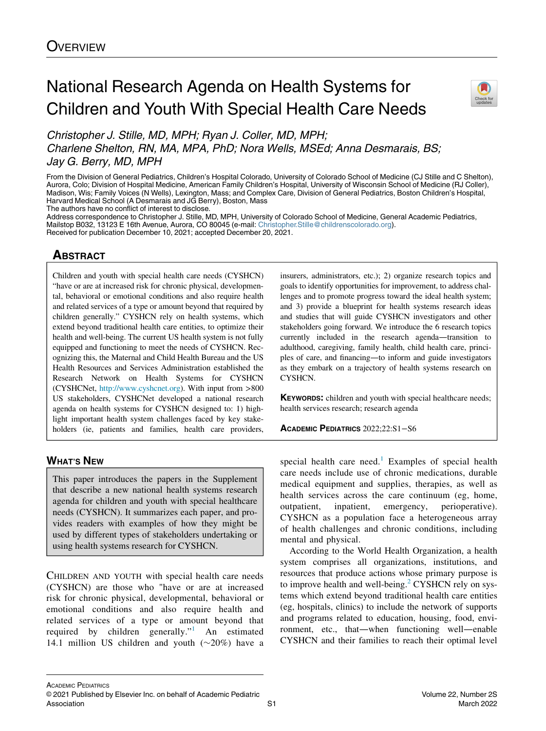Overview

# National Research Agenda on Health Systems for Children and Youth With Special Health Care Needs

*Christopher J. Stille, MD, MPH; Ryan J. Coller, MD, MPH; Charlene Shelton, RN, MA, MPA, PhD; Nora Wells, MSEd; Anna Desmarais, BS; Jay G. Berry, MD, MPH*

From the Division of General Pediatrics, Children's Hospital Colorado, University of Colorado School of Medicine (CJ Stille and C Shelton), Aurora, Colo; Division of Hospital Medicine, American Family Children's Hospital, University of Wisconsin School of Medicine (RJ Coller), Madison, Wis; Family Voices (N Wells), Lexington, Mass; and Complex Care, Division of General Pediatrics, Boston Children's Hospital, Harvard Medical School (A Desmarais and JG Berry), Boston, Mass

The authors have no conflict of interest to disclose.

Address correspondence to Christopher J. Stille, MD, MPH, University of Colorado School of Medicine, General Academic Pediatrics, Mailstop B032, 13123 E 16th Avenue, Aurora, CO 80045 (e-mail: Christopher.Stille@childrenscolorado.org).

Received for publication December 10, 2021; accepted December 20, 2021.

## Abstract

Children and youth with special health care needs (CYSHCN) "have or are at increased risk for chronic physical, developmental, behavioral or emotional conditions and also require health and related services of a type or amount beyond that required by children generally." CYSHCN rely on health systems, which extend beyond traditional health care entities, to optimize their health and well-being. The current US health system is not fully equipped and functioning to meet the needs of CYSHCN. Recognizing this, the Maternal and Child Health Bureau and the US Health Resources and Services Administration established the Research Network on Health Systems for CYSHCN (CYSHCNet, http://www.cyshcnet.org). With input from >800 US stakeholders, CYSHCNet developed a national research agenda on health systems for CYSHCN designed to: 1) highlight important health system challenges faced by key stakeholders (ie, patients and families, health care providers, insurers, administrators, etc.); 2) organize research topics and goals to identify opportunities for improvement, to address challenges and to promote progress toward the ideal health system; and 3) provide a blueprint for health systems research ideas and studies that will guide CYSHCN investigators and other stakeholders going forward. We introduce the 6 research topics currently included in the research agenda—transition to adulthood, caregiving, family health, child health care, principles of care, and financing—to inform and guide investigators as they embark on a trajectory of health systems research on CYSHCN.

**Keywords:** children and youth with special healthcare needs; health services research; research agenda

Academic Pediatrics 2022;22:S1−S6

## What's New

This paper introduces the papers in the Supplement that describe a new national health systems research agenda for children and youth with special healthcare needs (CYSHCN). It summarizes each paper, and provides readers with examples of how they might be used by different types of stakeholders undertaking or using health systems research for CYSHCN.

Children and youth with special health care needs (CYSHCN) are those who "have or are at increased risk for chronic physical, developmental, behavioral or emotional conditions and also require health and related services of a type or amount beyond that required by children generally."[1] An estimated 14.1 million US children and youth (~20%) have a special health care need.[1] Examples of special health care needs include use of chronic medications, durable medical equipment and supplies, therapies, as well as health services across the care continuum (eg, home, outpatient, inpatient, emergency, perioperative). CYSHCN as a population face a heterogeneous array of health challenges and chronic conditions, including mental and physical.

According to the World Health Organization, a health system comprises all organizations, institutions, and resources that produce actions whose primary purpose is to improve health and well-being.[2] CYSHCN rely on systems which extend beyond traditional health care entities (eg, hospitals, clinics) to include the network of supports and programs related to education, housing, food, environment, etc., that—when functioning well—enable CYSHCN and their families to reach their optimal level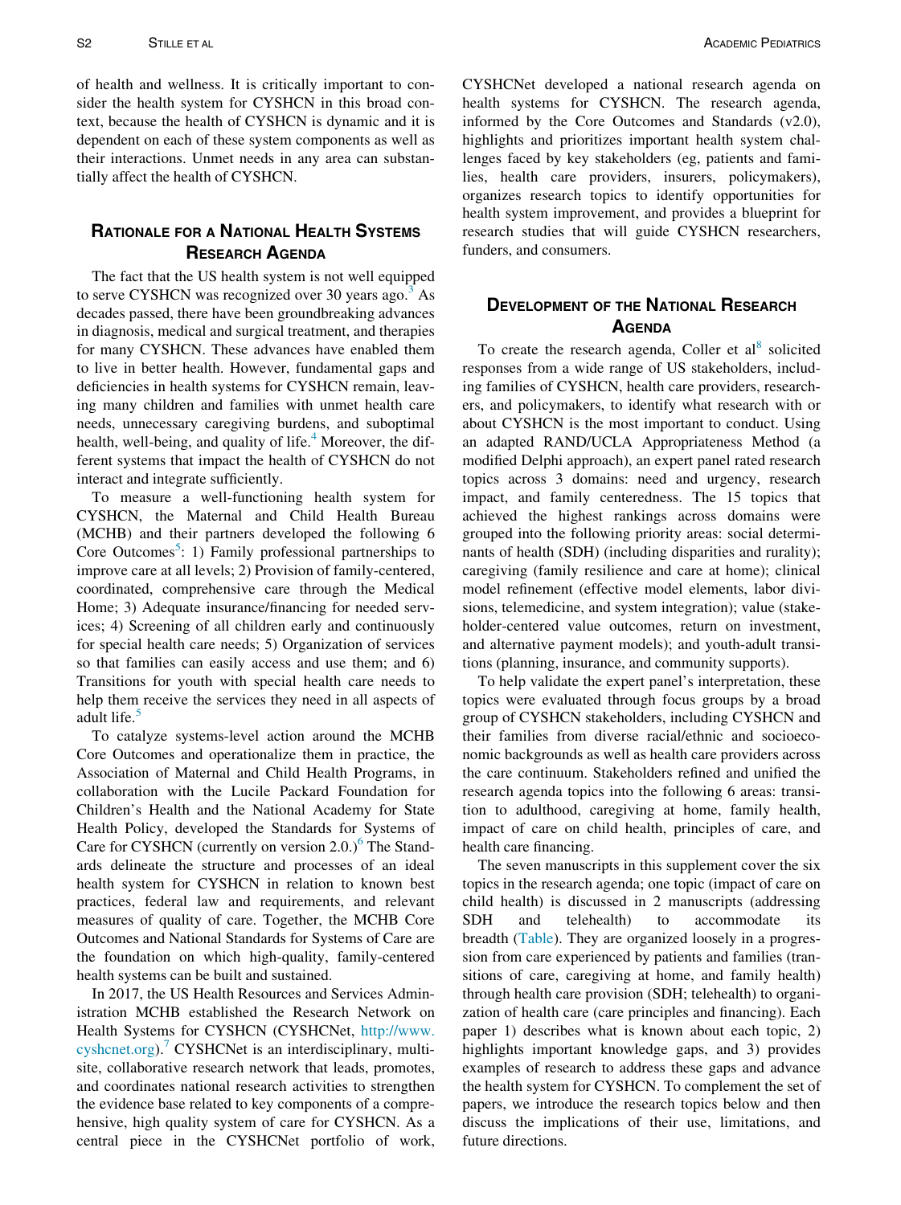of health and wellness. It is critically important to consider the health system for CYSHCN in this broad context, because the health of CYSHCN is dynamic and it is dependent on each of these system components as well as their interactions. Unmet needs in any area can substantially affect the health of CYSHCN.

## Rationale for a National Health Systems Research Agenda

The fact that the US health system is not well equipped to serve CYSHCN was recognized over 30 years ago.[3] As decades passed, there have been groundbreaking advances in diagnosis, medical and surgical treatment, and therapies for many CYSHCN. These advances have enabled them to live in better health. However, fundamental gaps and deficiencies in health systems for CYSHCN remain, leaving many children and families with unmet health care needs, unnecessary caregiving burdens, and suboptimal health, well-being, and quality of life.[4] Moreover, the different systems that impact the health of CYSHCN do not interact and integrate sufficiently.

To measure a well-functioning health system for CYSHCN, the Maternal and Child Health Bureau (MCHB) and their partners developed the following 6 Core Outcomes[5]: 1) Family professional partnerships to improve care at all levels; 2) Provision of family-centered, coordinated, comprehensive care through the Medical Home; 3) Adequate insurance/financing for needed services; 4) Screening of all children early and continuously for special health care needs; 5) Organization of services so that families can easily access and use them; and 6) Transitions for youth with special health care needs to help them receive the services they need in all aspects of adult life.[5]

To catalyze systems-level action around the MCHB Core Outcomes and operationalize them in practice, the Association of Maternal and Child Health Programs, in collaboration with the Lucile Packard Foundation for Children's Health and the National Academy for State Health Policy, developed the Standards for Systems of Care for CYSHCN (currently on version 2.0.)[6] The Standards delineate the structure and processes of an ideal health system for CYSHCN in relation to known best practices, federal law and requirements, and relevant measures of quality of care. Together, the MCHB Core Outcomes and National Standards for Systems of Care are the foundation on which high-quality, family-centered health systems can be built and sustained.

In 2017, the US Health Resources and Services Administration MCHB established the Research Network on Health Systems for CYSHCN (CYSHCNet, http://www.cyshcnet.org).[7] CYSHCNet is an interdisciplinary, multisite, collaborative research network that leads, promotes, and coordinates national research activities to strengthen the evidence base related to key components of a comprehensive, high quality system of care for CYSHCN. As a central piece in the CYSHCNet portfolio of work, CYSHCNet developed a national research agenda on health systems for CYSHCN. The research agenda, informed by the Core Outcomes and Standards (v2.0), highlights and prioritizes important health system challenges faced by key stakeholders (eg, patients and families, health care providers, insurers, policymakers), organizes research topics to identify opportunities for health system improvement, and provides a blueprint for research studies that will guide CYSHCN researchers, funders, and consumers.

## Development of the National Research Agenda

To create the research agenda, Coller et al[8] solicited responses from a wide range of US stakeholders, including families of CYSHCN, health care providers, researchers, and policymakers, to identify what research with or about CYSHCN is the most important to conduct. Using an adapted RAND/UCLA Appropriateness Method (a modified Delphi approach), an expert panel rated research topics across 3 domains: need and urgency, research impact, and family centeredness. The 15 topics that achieved the highest rankings across domains were grouped into the following priority areas: social determinants of health (SDH) (including disparities and rurality); caregiving (family resilience and care at home); clinical model refinement (effective model elements, labor divisions, telemedicine, and system integration); value (stakeholder-centered value outcomes, return on investment, and alternative payment models); and youth-adult transitions (planning, insurance, and community supports).

To help validate the expert panel's interpretation, these topics were evaluated through focus groups by a broad group of CYSHCN stakeholders, including CYSHCN and their families from diverse racial/ethnic and socioeconomic backgrounds as well as health care providers across the care continuum. Stakeholders refined and unified the research agenda topics into the following 6 areas: transition to adulthood, caregiving at home, family health, impact of care on child health, principles of care, and health care financing.

The seven manuscripts in this supplement cover the six topics in the research agenda; one topic (impact of care on child health) is discussed in 2 manuscripts (addressing SDH and telehealth) to accommodate its breadth (Table). They are organized loosely in a progression from care experienced by patients and families (transitions of care, caregiving at home, and family health) through health care provision (SDH; telehealth) to organization of health care (care principles and financing). Each paper 1) describes what is known about each topic, 2) highlights important knowledge gaps, and 3) provides examples of research to address these gaps and advance the health system for CYSHCN. To complement the set of papers, we introduce the research topics below and then discuss the implications of their use, limitations, and future directions.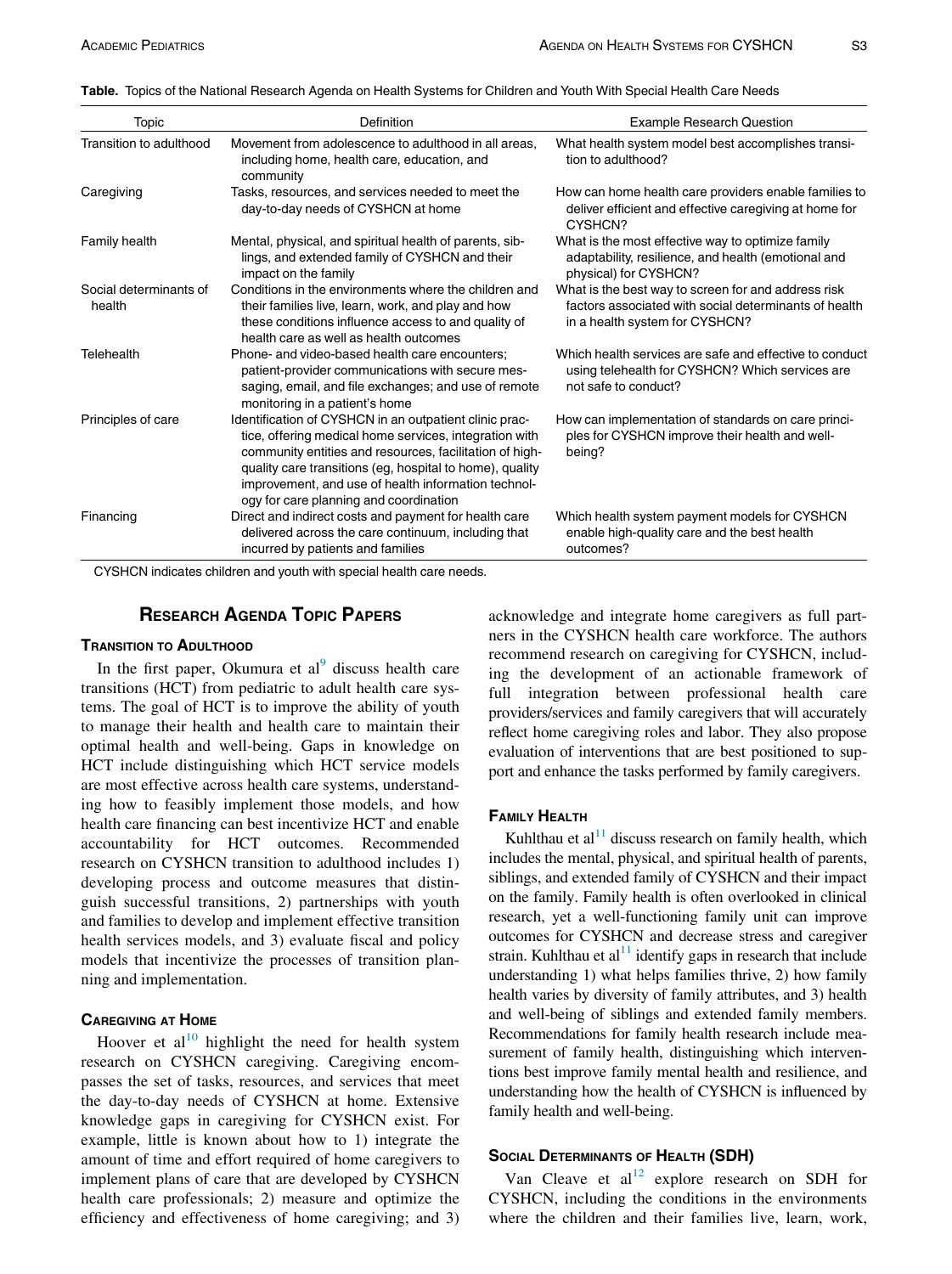**Table.** Topics of the National Research Agenda on Health Systems for Children and Youth With Special Health Care Needs

| Topic | Definition | Example Research Question |
|---|---|---|
| Transition to adulthood | Movement from adolescence to adulthood in all areas, including home, health care, education, and community | What health system model best accomplishes transition to adulthood? |
| Caregiving | Tasks, resources, and services needed to meet the day-to-day needs of CYSHCN at home | How can home health care providers enable families to deliver efficient and effective caregiving at home for CYSHCN? |
| Family health | Mental, physical, and spiritual health of parents, siblings, and extended family of CYSHCN and their impact on the family | What is the most effective way to optimize family adaptability, resilience, and health (emotional and physical) for CYSHCN? |
| Social determinants of health | Conditions in the environments where the children and their families live, learn, work, and play and how these conditions influence access to and quality of health care as well as health outcomes | What is the best way to screen for and address risk factors associated with social determinants of health in a health system for CYSHCN? |
| Telehealth | Phone- and video-based health care encounters; patient-provider communications with secure messaging, email, and file exchanges; and use of remote monitoring in a patient's home | Which health services are safe and effective to conduct using telehealth for CYSHCN? Which services are not safe to conduct? |
| Principles of care | Identification of CYSHCN in an outpatient clinic practice, offering medical home services, integration with community entities and resources, facilitation of high-quality care transitions (eg, hospital to home), quality improvement, and use of health information technology for care planning and coordination | How can implementation of standards on care principles for CYSHCN improve their health and well-being? |
| Financing | Direct and indirect costs and payment for health care delivered across the care continuum, including that incurred by patients and families | Which health system payment models for CYSHCN enable high-quality care and the best health outcomes? |

CYSHCN indicates children and youth with special health care needs.

## Research Agenda Topic Papers

### Transition to Adulthood

In the first paper, Okumura et al[9] discuss health care transitions (HCT) from pediatric to adult health care systems. The goal of HCT is to improve the ability of youth to manage their health and health care to maintain their optimal health and well-being. Gaps in knowledge on HCT include distinguishing which HCT service models are most effective across health care systems, understanding how to feasibly implement those models, and how health care financing can best incentivize HCT and enable accountability for HCT outcomes. Recommended research on CYSHCN transition to adulthood includes 1) developing process and outcome measures that distinguish successful transitions, 2) partnerships with youth and families to develop and implement effective transition health services models, and 3) evaluate fiscal and policy models that incentivize the processes of transition planning and implementation.

### Caregiving at Home

Hoover et al[10] highlight the need for health system research on CYSHCN caregiving. Caregiving encompasses the set of tasks, resources, and services that meet the day-to-day needs of CYSHCN at home. Extensive knowledge gaps in caregiving for CYSHCN exist. For example, little is known about how to 1) integrate the amount of time and effort required of home caregivers to implement plans of care that are developed by CYSHCN health care professionals; 2) measure and optimize the efficiency and effectiveness of home caregiving; and 3) acknowledge and integrate home caregivers as full partners in the CYSHCN health care workforce. The authors recommend research on caregiving for CYSHCN, including the development of an actionable framework of full integration between professional health care providers/services and family caregivers that will accurately reflect home caregiving roles and labor. They also propose evaluation of interventions that are best positioned to support and enhance the tasks performed by family caregivers.

### Family Health

Kuhlthau et al[11] discuss research on family health, which includes the mental, physical, and spiritual health of parents, siblings, and extended family of CYSHCN and their impact on the family. Family health is often overlooked in clinical research, yet a well-functioning family unit can improve outcomes for CYSHCN and decrease stress and caregiver strain. Kuhlthau et al[11] identify gaps in research that include understanding 1) what helps families thrive, 2) how family health varies by diversity of family attributes, and 3) health and well-being of siblings and extended family members. Recommendations for family health research include measurement of family health, distinguishing which interventions best improve family mental health and resilience, and understanding how the health of CYSHCN is influenced by family health and well-being.

### Social Determinants of Health (SDH)

Van Cleave et al[12] explore research on SDH for CYSHCN, including the conditions in the environments where the children and their families live, learn, work,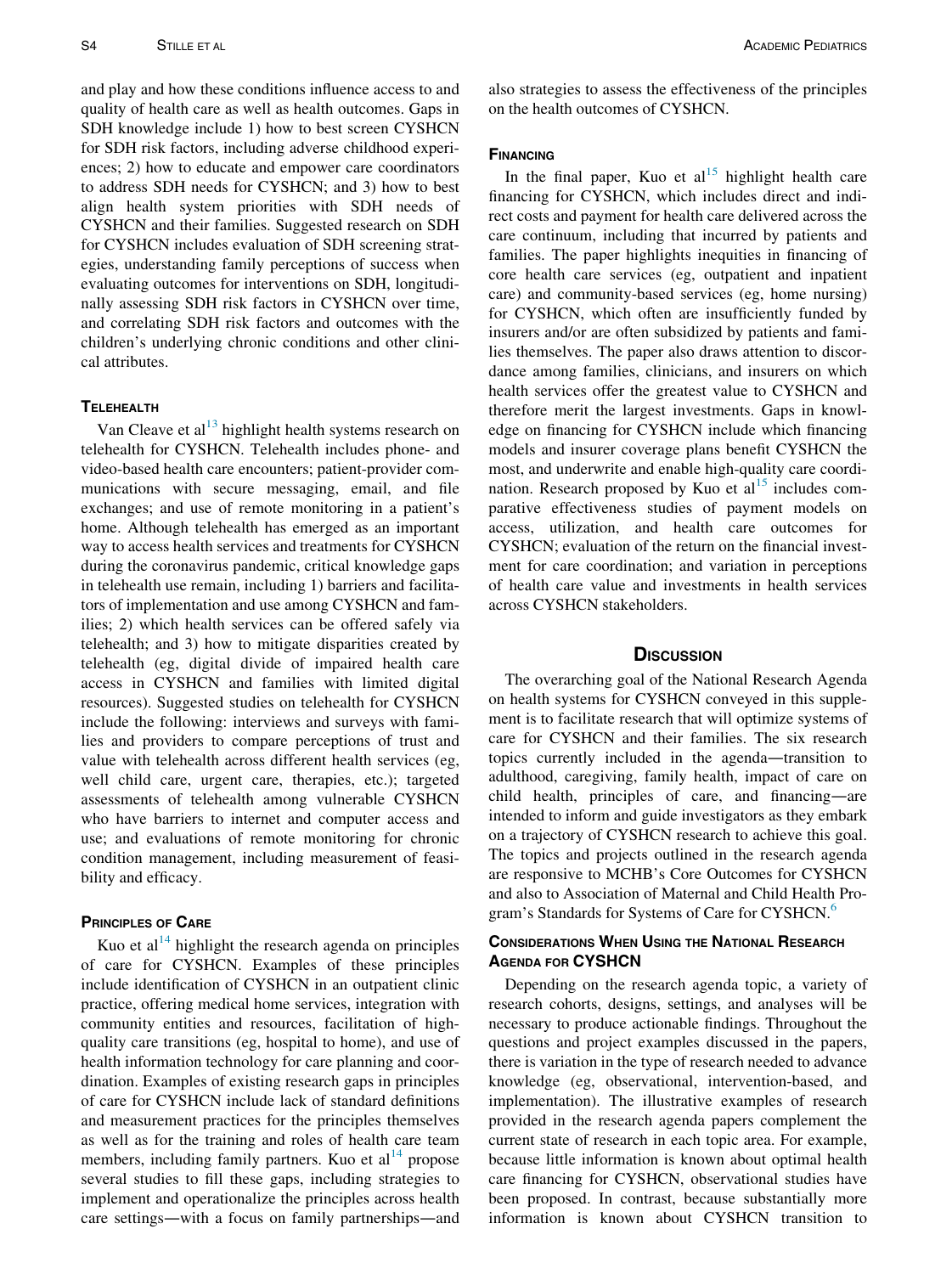and play and how these conditions influence access to and quality of health care as well as health outcomes. Gaps in SDH knowledge include 1) how to best screen CYSHCN for SDH risk factors, including adverse childhood experiences; 2) how to educate and empower care coordinators to address SDH needs for CYSHCN; and 3) how to best align health system priorities with SDH needs of CYSHCN and their families. Suggested research on SDH for CYSHCN includes evaluation of SDH screening strategies, understanding family perceptions of success when evaluating outcomes for interventions on SDH, longitudinally assessing SDH risk factors in CYSHCN over time, and correlating SDH risk factors and outcomes with the children's underlying chronic conditions and other clinical attributes.

### Telehealth

Van Cleave et al[13] highlight health systems research on telehealth for CYSHCN. Telehealth includes phone- and video-based health care encounters; patient-provider communications with secure messaging, email, and file exchanges; and use of remote monitoring in a patient's home. Although telehealth has emerged as an important way to access health services and treatments for CYSHCN during the coronavirus pandemic, critical knowledge gaps in telehealth use remain, including 1) barriers and facilitators of implementation and use among CYSHCN and families; 2) which health services can be offered safely via telehealth; and 3) how to mitigate disparities created by telehealth (eg, digital divide of impaired health care access in CYSHCN and families with limited digital resources). Suggested studies on telehealth for CYSHCN include the following: interviews and surveys with families and providers to compare perceptions of trust and value with telehealth across different health services (eg, well child care, urgent care, therapies, etc.); targeted assessments of telehealth among vulnerable CYSHCN who have barriers to internet and computer access and use; and evaluations of remote monitoring for chronic condition management, including measurement of feasibility and efficacy.

### Principles of Care

Kuo et al[14] highlight the research agenda on principles of care for CYSHCN. Examples of these principles include identification of CYSHCN in an outpatient clinic practice, offering medical home services, integration with community entities and resources, facilitation of high-quality care transitions (eg, hospital to home), and use of health information technology for care planning and coordination. Examples of existing research gaps in principles of care for CYSHCN include lack of standard definitions and measurement practices for the principles themselves as well as for the training and roles of health care team members, including family partners. Kuo et al[14] propose several studies to fill these gaps, including strategies to implement and operationalize the principles across health care settings—with a focus on family partnerships—and also strategies to assess the effectiveness of the principles on the health outcomes of CYSHCN.

### Financing

In the final paper, Kuo et al[15] highlight health care financing for CYSHCN, which includes direct and indirect costs and payment for health care delivered across the care continuum, including that incurred by patients and families. The paper highlights inequities in financing of core health care services (eg, outpatient and inpatient care) and community-based services (eg, home nursing) for CYSHCN, which often are insufficiently funded by insurers and/or are often subsidized by patients and families themselves. The paper also draws attention to discordance among families, clinicians, and insurers on which health services offer the greatest value to CYSHCN and therefore merit the largest investments. Gaps in knowledge on financing for CYSHCN include which financing models and insurer coverage plans benefit CYSHCN the most, and underwrite and enable high-quality care coordination. Research proposed by Kuo et al[15] includes comparative effectiveness studies of payment models on access, utilization, and health care outcomes for CYSHCN; evaluation of the return on the financial investment for care coordination; and variation in perceptions of health care value and investments in health services across CYSHCN stakeholders.

## Discussion

The overarching goal of the National Research Agenda on health systems for CYSHCN conveyed in this supplement is to facilitate research that will optimize systems of care for CYSHCN and their families. The six research topics currently included in the agenda—transition to adulthood, caregiving, family health, impact of care on child health, principles of care, and financing—are intended to inform and guide investigators as they embark on a trajectory of CYSHCN research to achieve this goal. The topics and projects outlined in the research agenda are responsive to MCHB's Core Outcomes for CYSHCN and also to Association of Maternal and Child Health Program's Standards for Systems of Care for CYSHCN.[6]

### Considerations When Using the National Research Agenda for CYSHCN

Depending on the research agenda topic, a variety of research cohorts, designs, settings, and analyses will be necessary to produce actionable findings. Throughout the questions and project examples discussed in the papers, there is variation in the type of research needed to advance knowledge (eg, observational, intervention-based, and implementation). The illustrative examples of research provided in the research agenda papers complement the current state of research in each topic area. For example, because little information is known about optimal health care financing for CYSHCN, observational studies have been proposed. In contrast, because substantially more information is known about CYSHCN transition to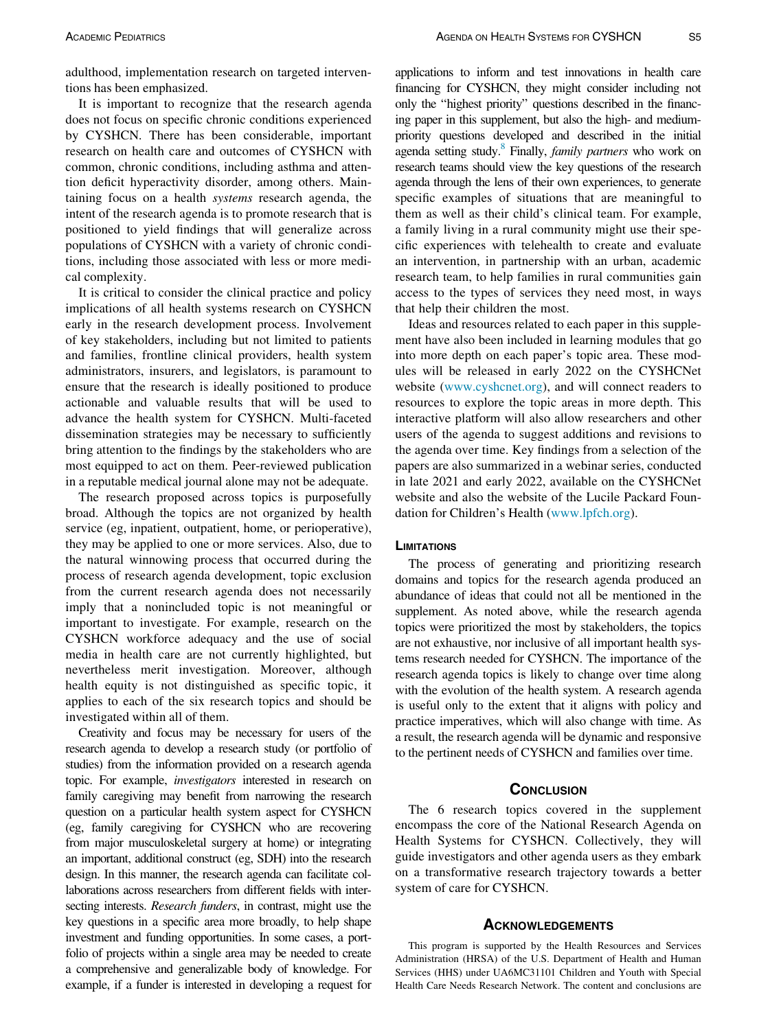adulthood, implementation research on targeted interventions has been emphasized.

It is important to recognize that the research agenda does not focus on specific chronic conditions experienced by CYSHCN. There has been considerable, important research on health care and outcomes of CYSHCN with common, chronic conditions, including asthma and attention deficit hyperactivity disorder, among others. Maintaining focus on a health *systems* research agenda, the intent of the research agenda is to promote research that is positioned to yield findings that will generalize across populations of CYSHCN with a variety of chronic conditions, including those associated with less or more medical complexity.

It is critical to consider the clinical practice and policy implications of all health systems research on CYSHCN early in the research development process. Involvement of key stakeholders, including but not limited to patients and families, frontline clinical providers, health system administrators, insurers, and legislators, is paramount to ensure that the research is ideally positioned to produce actionable and valuable results that will be used to advance the health system for CYSHCN. Multi-faceted dissemination strategies may be necessary to sufficiently bring attention to the findings by the stakeholders who are most equipped to act on them. Peer-reviewed publication in a reputable medical journal alone may not be adequate.

The research proposed across topics is purposefully broad. Although the topics are not organized by health service (eg, inpatient, outpatient, home, or perioperative), they may be applied to one or more services. Also, due to the natural winnowing process that occurred during the process of research agenda development, topic exclusion from the current research agenda does not necessarily imply that a nonincluded topic is not meaningful or important to investigate. For example, research on the CYSHCN workforce adequacy and the use of social media in health care are not currently highlighted, but nevertheless merit investigation. Moreover, although health equity is not distinguished as specific topic, it applies to each of the six research topics and should be investigated within all of them.

Creativity and focus may be necessary for users of the research agenda to develop a research study (or portfolio of studies) from the information provided on a research agenda topic. For example, *investigators* interested in research on family caregiving may benefit from narrowing the research question on a particular health system aspect for CYSHCN (eg, family caregiving for CYSHCN who are recovering from major musculoskeletal surgery at home) or integrating an important, additional construct (eg, SDH) into the research design. In this manner, the research agenda can facilitate collaborations across researchers from different fields with intersecting interests. *Research funders*, in contrast, might use the key questions in a specific area more broadly, to help shape investment and funding opportunities. In some cases, a portfolio of projects within a single area may be needed to create a comprehensive and generalizable body of knowledge. For example, if a funder is interested in developing a request for applications to inform and test innovations in health care financing for CYSHCN, they might consider including not only the "highest priority" questions described in the financing paper in this supplement, but also the high- and medium-priority questions developed and described in the initial agenda setting study.[8] Finally, *family partners* who work on research teams should view the key questions of the research agenda through the lens of their own experiences, to generate specific examples of situations that are meaningful to them as well as their child's clinical team. For example, a family living in a rural community might use their specific experiences with telehealth to create and evaluate an intervention, in partnership with an urban, academic research team, to help families in rural communities gain access to the types of services they need most, in ways that help their children the most.

Ideas and resources related to each paper in this supplement have also been included in learning modules that go into more depth on each paper's topic area. These modules will be released in early 2022 on the CYSHCNet website (www.cyshcnet.org), and will connect readers to resources to explore the topic areas in more depth. This interactive platform will also allow researchers and other users of the agenda to suggest additions and revisions to the agenda over time. Key findings from a selection of the papers are also summarized in a webinar series, conducted in late 2021 and early 2022, available on the CYSHCNet website and also the website of the Lucile Packard Foundation for Children's Health (www.lpfch.org).

### Limitations

The process of generating and prioritizing research domains and topics for the research agenda produced an abundance of ideas that could not all be mentioned in the supplement. As noted above, while the research agenda topics were prioritized the most by stakeholders, the topics are not exhaustive, nor inclusive of all important health systems research needed for CYSHCN. The importance of the research agenda topics is likely to change over time along with the evolution of the health system. A research agenda is useful only to the extent that it aligns with policy and practice imperatives, which will also change with time. As a result, the research agenda will be dynamic and responsive to the pertinent needs of CYSHCN and families over time.

## Conclusion

The 6 research topics covered in the supplement encompass the core of the National Research Agenda on Health Systems for CYSHCN. Collectively, they will guide investigators and other agenda users as they embark on a transformative research trajectory towards a better system of care for CYSHCN.

## Acknowledgements

This program is supported by the Health Resources and Services Administration (HRSA) of the U.S. Department of Health and Human Services (HHS) under UA6MC31101 Children and Youth with Special Health Care Needs Research Network. The content and conclusions are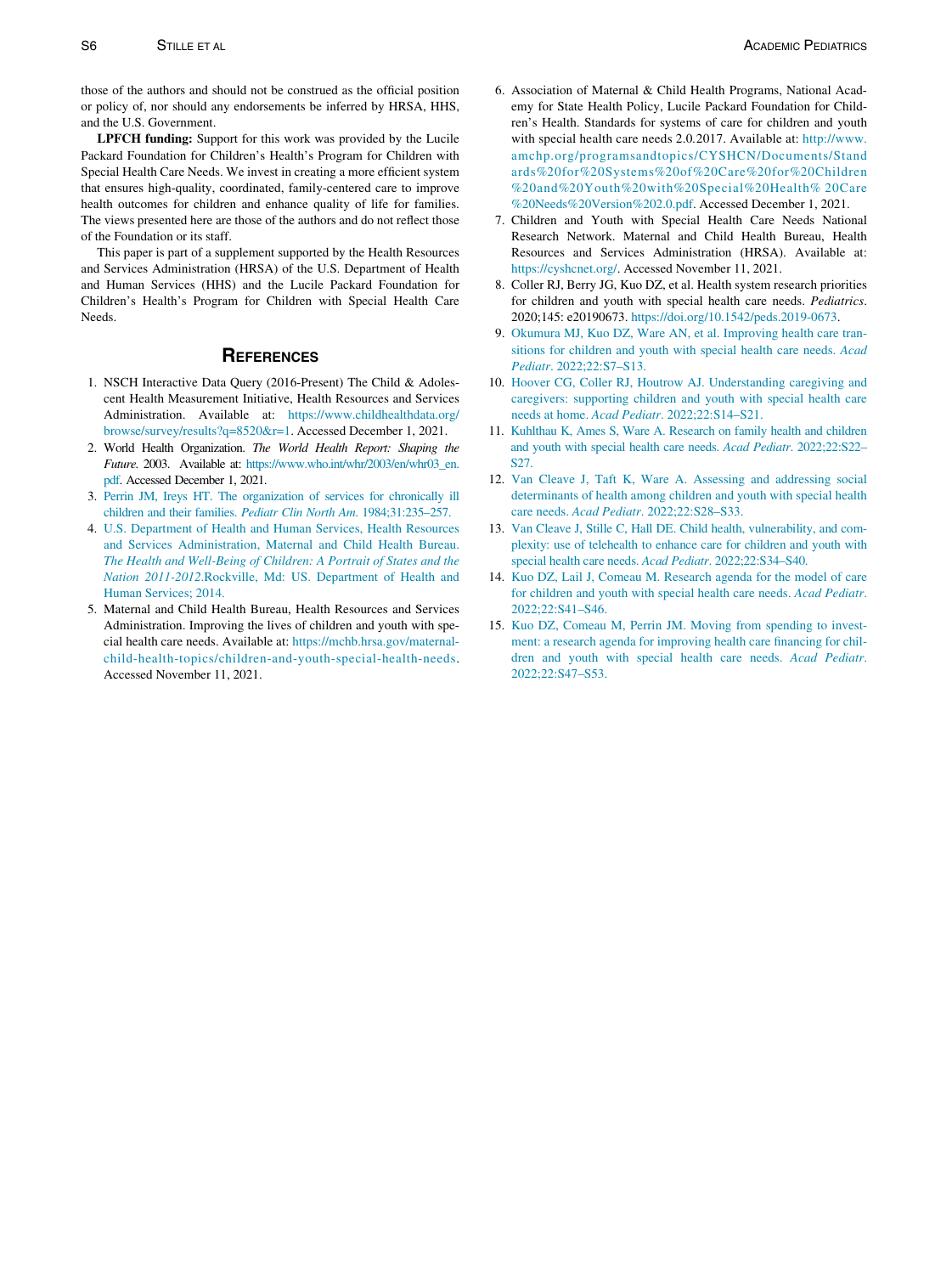those of the authors and should not be construed as the official position or policy of, nor should any endorsements be inferred by HRSA, HHS, and the U.S. Government.

**LPFCH funding:** Support for this work was provided by the Lucile Packard Foundation for Children's Health's Program for Children with Special Health Care Needs. We invest in creating a more efficient system that ensures high-quality, coordinated, family-centered care to improve health outcomes for children and enhance quality of life for families. The views presented here are those of the authors and do not reflect those of the Foundation or its staff.

This paper is part of a supplement supported by the Health Resources and Services Administration (HRSA) of the U.S. Department of Health and Human Services (HHS) and the Lucile Packard Foundation for Children's Health's Program for Children with Special Health Care Needs.

## References

1. NSCH Interactive Data Query (2016-Present) The Child & Adolescent Health Measurement Initiative, Health Resources and Services Administration. Available at: https://www.childhealthdata.org/browse/survey/results?q=8520&r=1. Accessed December 1, 2021.
2. World Health Organization. *The World Health Report: Shaping the Future.* 2003. Available at: https://www.who.int/whr/2003/en/whr03_en.pdf. Accessed December 1, 2021.
3. Perrin JM, Ireys HT. The organization of services for chronically ill children and their families. *Pediatr Clin North Am*. 1984;31:235–257.
4. U.S. Department of Health and Human Services, Health Resources and Services Administration, Maternal and Child Health Bureau. *The Health and Well-Being of Children: A Portrait of States and the Nation 2011-2012*.Rockville, Md: US. Department of Health and Human Services; 2014.
5. Maternal and Child Health Bureau, Health Resources and Services Administration. Improving the lives of children and youth with special health care needs. Available at: https://mchb.hrsa.gov/maternal-child-health-topics/children-and-youth-special-health-needs. Accessed November 11, 2021.
6. Association of Maternal & Child Health Programs, National Academy for State Health Policy, Lucile Packard Foundation for Children's Health. Standards for systems of care for children and youth with special health care needs 2.0.2017. Available at: http://www.amchp.org/programsandtopics/CYSHCN/Documents/Standards%20for%20Systems%20of%20Care%20for%20Children%20and%20Youth%20with%20Special%20Health% 20Care%20Needs%20Version%202.0.pdf. Accessed December 1, 2021.
7. Children and Youth with Special Health Care Needs National Research Network. Maternal and Child Health Bureau, Health Resources and Services Administration (HRSA). Available at: https://cyshcnet.org/. Accessed November 11, 2021.
8. Coller RJ, Berry JG, Kuo DZ, et al. Health system research priorities for children and youth with special health care needs. *Pediatrics*. 2020;145: e20190673. https://doi.org/10.1542/peds.2019-0673.
9. Okumura MJ, Kuo DZ, Ware AN, et al. Improving health care transitions for children and youth with special health care needs. *Acad Pediatr*. 2022;22:S7–S13.
10. Hoover CG, Coller RJ, Houtrow AJ. Understanding caregiving and caregivers: supporting children and youth with special health care needs at home. *Acad Pediatr*. 2022;22:S14–S21.
11. Kuhlthau K, Ames S, Ware A. Research on family health and children and youth with special health care needs. *Acad Pediatr*. 2022;22:S22–S27.
12. Van Cleave J, Taft K, Ware A. Assessing and addressing social determinants of health among children and youth with special health care needs. *Acad Pediatr*. 2022;22:S28–S33.
13. Van Cleave J, Stille C, Hall DE. Child health, vulnerability, and complexity: use of telehealth to enhance care for children and youth with special health care needs. *Acad Pediatr*. 2022;22:S34–S40.
14. Kuo DZ, Lail J, Comeau M. Research agenda for the model of care for children and youth with special health care needs. *Acad Pediatr*. 2022;22:S41–S46.
15. Kuo DZ, Comeau M, Perrin JM. Moving from spending to investment: a research agenda for improving health care financing for children and youth with special health care needs. *Acad Pediatr*. 2022;22:S47–S53.